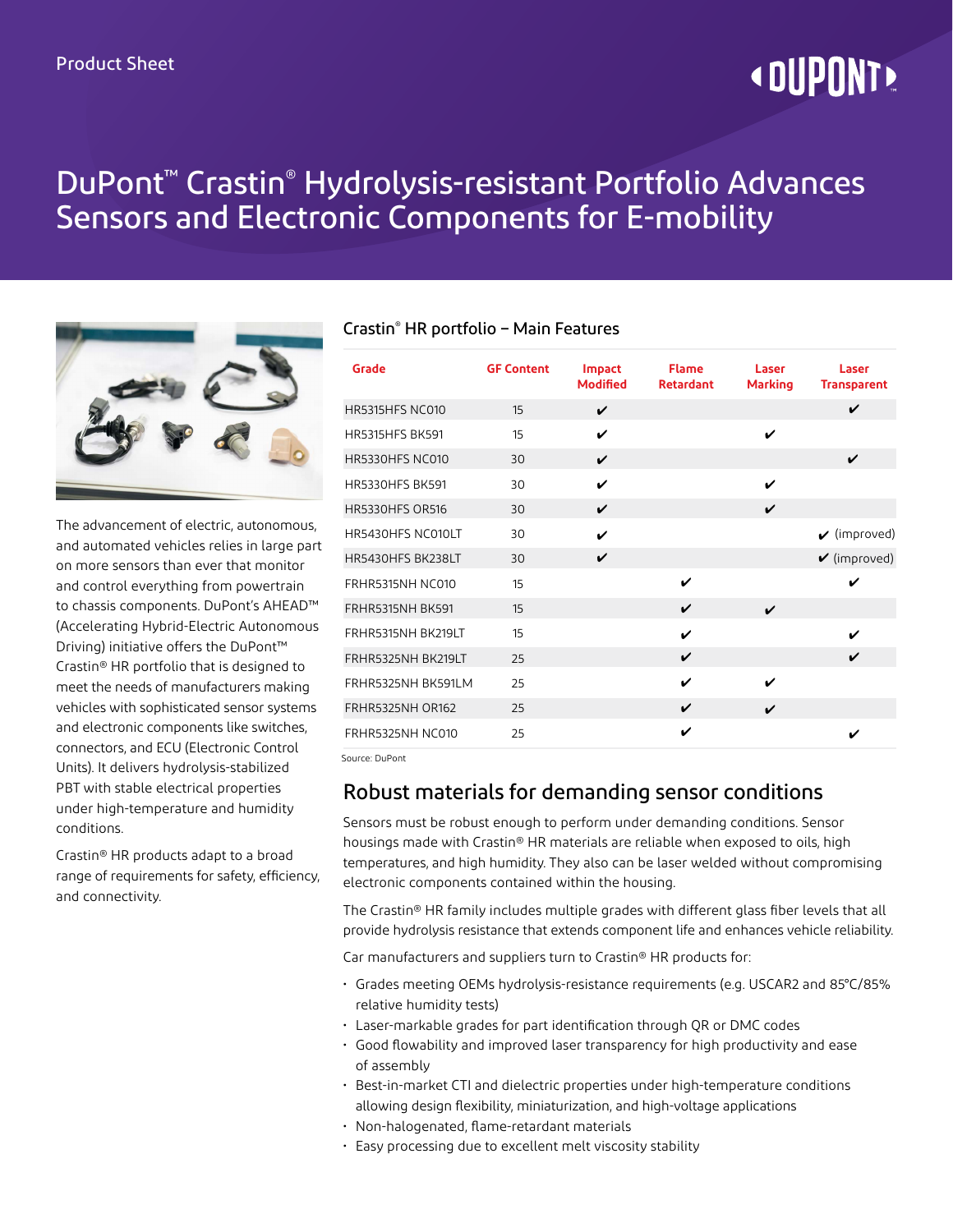Product Sheet

# DuPont™ Crastin® Hydrolysis-resistant Portfolio Advances Sensors and Electronic Components for E-mobility

The advancement of electric, autonomous, and automated vehicles relies in large part on more sensors than ever that monitor and control everything from powertrain to chassis components. DuPont's AHEAD™ (Accelerating Hybrid-Electric Autonomous Driving) initiative offers the DuPont™ Crastin® HR portfolio that is designed to meet the needs of manufacturers making vehicles with sophisticated sensor systems and electronic components like switches, connectors, and ECU (Electronic Control Units). It delivers hydrolysis-stabilized PBT with stable electrical properties under high-temperature and humidity conditions.

Crastin® HR products adapt to a broad range of requirements for safety, efficiency, and connectivity.

### Crastin® HR portfolio – Main Features

| Grade | GF Content | Impact Modified | Flame Retardant | Laser Marking | Laser Transparent |
|---|---|---|---|---|---|
| HR5315HFS NC010 | 15 | ✔ | | | ✔ |
| HR5315HFS BK591 | 15 | ✔ | | ✔ | |
| HR5330HFS NC010 | 30 | ✔ | | | ✔ |
| HR5330HFS BK591 | 30 | ✔ | | ✔ | |
| HR5330HFS OR516 | 30 | ✔ | | ✔ | |
| HR5430HFS NC010LT | 30 | ✔ | | | ✔ (improved) |
| HR5430HFS BK238LT | 30 | ✔ | | | ✔ (improved) |
| FRHR5315NH NC010 | 15 | | ✔ | | ✔ |
| FRHR5315NH BK591 | 15 | | ✔ | ✔ | |
| FRHR5315NH BK219LT | 15 | | ✔ | | ✔ |
| FRHR5325NH BK219LT | 25 | | ✔ | | ✔ |
| FRHR5325NH BK591LM | 25 | | ✔ | ✔ | |
| FRHR5325NH OR162 | 25 | | ✔ | ✔ | |
| FRHR5325NH NC010 | 25 | | ✔ | | ✔ |

Source: DuPont

## Robust materials for demanding sensor conditions

Sensors must be robust enough to perform under demanding conditions. Sensor housings made with Crastin® HR materials are reliable when exposed to oils, high temperatures, and high humidity. They also can be laser welded without compromising electronic components contained within the housing.

The Crastin® HR family includes multiple grades with different glass fiber levels that all provide hydrolysis resistance that extends component life and enhances vehicle reliability.

Car manufacturers and suppliers turn to Crastin® HR products for:

- Grades meeting OEMs hydrolysis-resistance requirements (e.g. USCAR2 and 85°C/85% relative humidity tests)
- Laser-markable grades for part identification through QR or DMC codes
- Good flowability and improved laser transparency for high productivity and ease of assembly
- Best-in-market CTI and dielectric properties under high-temperature conditions allowing design flexibility, miniaturization, and high-voltage applications
- Non-halogenated, flame-retardant materials
- Easy processing due to excellent melt viscosity stability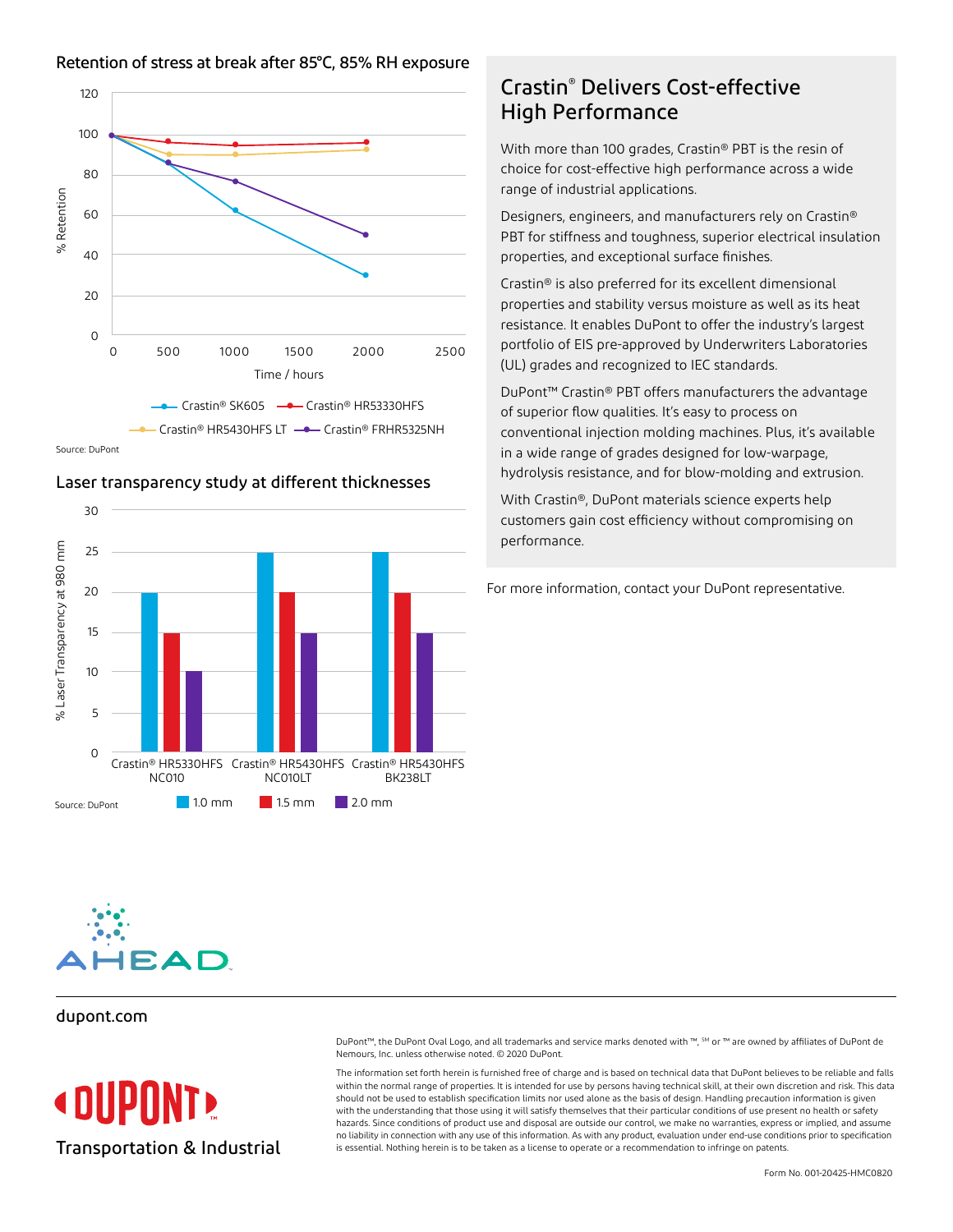Retention of stress at break after 85°C, 85% RH exposure

120
100
80
60
40
20
0

% Retention

0 500 1000 1500 2000 2500

Time / hours

Crastin® SK605
Crastin® HR53330HFS
Crastin® HR5430HFS LT
Crastin® FRHR5325NH

Source: DuPont

Laser transparency study at different thicknesses

30
25
20
15
10
5
0

% Laser Transparency at 980 mm

Crastin® HR5330HFS NC010
Crastin® HR5430HFS NC010LT
Crastin® HR5430HFS BK238LT

1.0 mm
1.5 mm
2.0 mm

Source: DuPont

## Crastin® Delivers Cost-effective High Performance

With more than 100 grades, Crastin® PBT is the resin of choice for cost-effective high performance across a wide range of industrial applications.

Designers, engineers, and manufacturers rely on Crastin® PBT for stiffness and toughness, superior electrical insulation properties, and exceptional surface finishes.

Crastin® is also preferred for its excellent dimensional properties and stability versus moisture as well as its heat resistance. It enables DuPont to offer the industry's largest portfolio of EIS pre-approved by Underwriters Laboratories (UL) grades and recognized to IEC standards.

DuPont™ Crastin® PBT offers manufacturers the advantage of superior flow qualities. It's easy to process on conventional injection molding machines. Plus, it's available in a wide range of grades designed for low-warpage, hydrolysis resistance, and for blow-molding and extrusion.

With Crastin®, DuPont materials science experts help customers gain cost efficiency without compromising on performance.

For more information, contact your DuPont representative.

AHEAD

dupont.com

DUPONT

Transportation & Industrial

DuPont™, the DuPont Oval Logo, and all trademarks and service marks denoted with ™, SM or ® are owned by affiliates of DuPont de Nemours, Inc. unless otherwise noted. © 2020 DuPont.

The information set forth herein is furnished free of charge and is based on technical data that DuPont believes to be reliable and falls within the normal range of properties. It is intended for use by persons having technical skill, at their own discretion and risk. This data should not be used to establish specification limits nor used alone as the basis of design. Handling precaution information is given with the understanding that those using it will satisfy themselves that their particular conditions of use present no health or safety hazards. Since conditions of product use and disposal are outside our control, we make no warranties, express or implied, and assume no liability in connection with any use of this information. As with any product, evaluation under end-use conditions prior to specification is essential. Nothing herein is to be taken as a license to operate or a recommendation to infringe on patents.

Form No. 001-20425-HMC0820